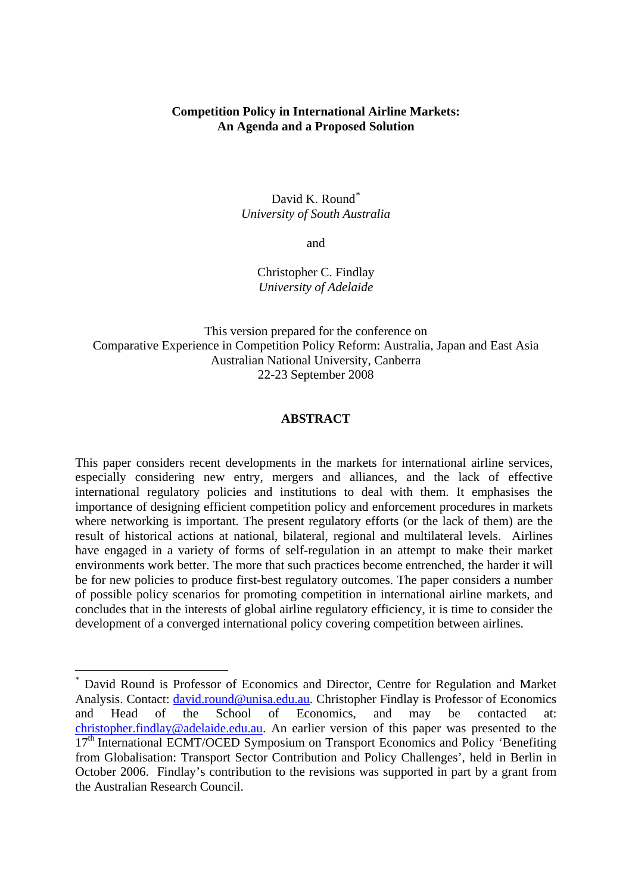# Competition Policy in International Airline Markets: An Agenda and a Proposed Solution

David K. Round[*]
*University of South Australia*

and

Christopher C. Findlay
*University of Adelaide*

This version prepared for the conference on
Comparative Experience in Competition Policy Reform: Australia, Japan and East Asia
Australian National University, Canberra
22-23 September 2008

## ABSTRACT

This paper considers recent developments in the markets for international airline services, especially considering new entry, mergers and alliances, and the lack of effective international regulatory policies and institutions to deal with them. It emphasises the importance of designing efficient competition policy and enforcement procedures in markets where networking is important. The present regulatory efforts (or the lack of them) are the result of historical actions at national, bilateral, regional and multilateral levels. Airlines have engaged in a variety of forms of self-regulation in an attempt to make their market environments work better. The more that such practices become entrenched, the harder it will be for new policies to produce first-best regulatory outcomes. The paper considers a number of possible policy scenarios for promoting competition in international airline markets, and concludes that in the interests of global airline regulatory efficiency, it is time to consider the development of a converged international policy covering competition between airlines.

---

[*] David Round is Professor of Economics and Director, Centre for Regulation and Market Analysis. Contact: david.round@unisa.edu.au. Christopher Findlay is Professor of Economics and Head of the School of Economics, and may be contacted at: christopher.findlay@adelaide.edu.au. An earlier version of this paper was presented to the 17th International ECMT/OCED Symposium on Transport Economics and Policy 'Benefiting from Globalisation: Transport Sector Contribution and Policy Challenges', held in Berlin in October 2006. Findlay's contribution to the revisions was supported in part by a grant from the Australian Research Council.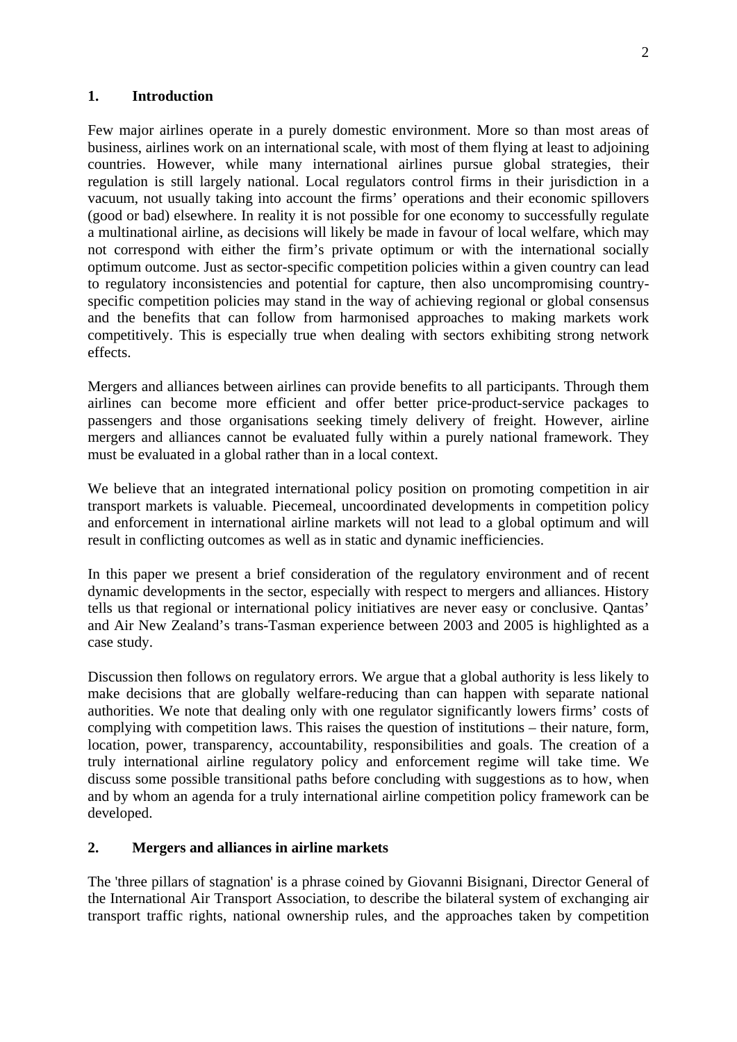## 1. Introduction

Few major airlines operate in a purely domestic environment. More so than most areas of business, airlines work on an international scale, with most of them flying at least to adjoining countries. However, while many international airlines pursue global strategies, their regulation is still largely national. Local regulators control firms in their jurisdiction in a vacuum, not usually taking into account the firms' operations and their economic spillovers (good or bad) elsewhere. In reality it is not possible for one economy to successfully regulate a multinational airline, as decisions will likely be made in favour of local welfare, which may not correspond with either the firm's private optimum or with the international socially optimum outcome. Just as sector-specific competition policies within a given country can lead to regulatory inconsistencies and potential for capture, then also uncompromising country-specific competition policies may stand in the way of achieving regional or global consensus and the benefits that can follow from harmonised approaches to making markets work competitively. This is especially true when dealing with sectors exhibiting strong network effects.

Mergers and alliances between airlines can provide benefits to all participants. Through them airlines can become more efficient and offer better price-product-service packages to passengers and those organisations seeking timely delivery of freight. However, airline mergers and alliances cannot be evaluated fully within a purely national framework. They must be evaluated in a global rather than in a local context.

We believe that an integrated international policy position on promoting competition in air transport markets is valuable. Piecemeal, uncoordinated developments in competition policy and enforcement in international airline markets will not lead to a global optimum and will result in conflicting outcomes as well as in static and dynamic inefficiencies.

In this paper we present a brief consideration of the regulatory environment and of recent dynamic developments in the sector, especially with respect to mergers and alliances. History tells us that regional or international policy initiatives are never easy or conclusive. Qantas' and Air New Zealand's trans-Tasman experience between 2003 and 2005 is highlighted as a case study.

Discussion then follows on regulatory errors. We argue that a global authority is less likely to make decisions that are globally welfare-reducing than can happen with separate national authorities. We note that dealing only with one regulator significantly lowers firms' costs of complying with competition laws. This raises the question of institutions – their nature, form, location, power, transparency, accountability, responsibilities and goals. The creation of a truly international airline regulatory policy and enforcement regime will take time. We discuss some possible transitional paths before concluding with suggestions as to how, when and by whom an agenda for a truly international airline competition policy framework can be developed.

## 2. Mergers and alliances in airline markets

The 'three pillars of stagnation' is a phrase coined by Giovanni Bisignani, Director General of the International Air Transport Association, to describe the bilateral system of exchanging air transport traffic rights, national ownership rules, and the approaches taken by competition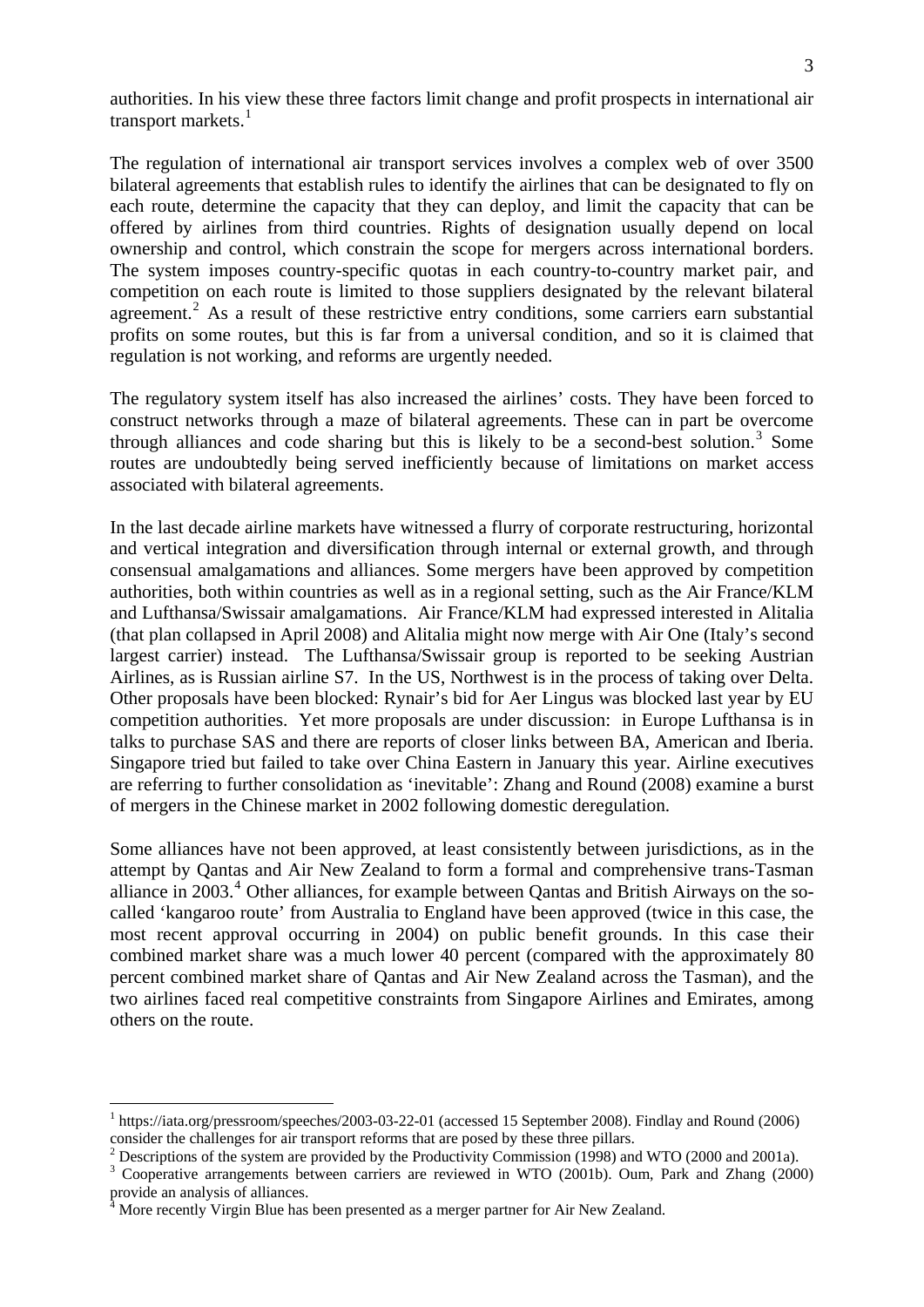authorities. In his view these three factors limit change and profit prospects in international air transport markets.[1]

The regulation of international air transport services involves a complex web of over 3500 bilateral agreements that establish rules to identify the airlines that can be designated to fly on each route, determine the capacity that they can deploy, and limit the capacity that can be offered by airlines from third countries. Rights of designation usually depend on local ownership and control, which constrain the scope for mergers across international borders. The system imposes country-specific quotas in each country-to-country market pair, and competition on each route is limited to those suppliers designated by the relevant bilateral agreement.[2] As a result of these restrictive entry conditions, some carriers earn substantial profits on some routes, but this is far from a universal condition, and so it is claimed that regulation is not working, and reforms are urgently needed.

The regulatory system itself has also increased the airlines' costs. They have been forced to construct networks through a maze of bilateral agreements. These can in part be overcome through alliances and code sharing but this is likely to be a second-best solution.[3] Some routes are undoubtedly being served inefficiently because of limitations on market access associated with bilateral agreements.

In the last decade airline markets have witnessed a flurry of corporate restructuring, horizontal and vertical integration and diversification through internal or external growth, and through consensual amalgamations and alliances. Some mergers have been approved by competition authorities, both within countries as well as in a regional setting, such as the Air France/KLM and Lufthansa/Swissair amalgamations. Air France/KLM had expressed interested in Alitalia (that plan collapsed in April 2008) and Alitalia might now merge with Air One (Italy's second largest carrier) instead. The Lufthansa/Swissair group is reported to be seeking Austrian Airlines, as is Russian airline S7. In the US, Northwest is in the process of taking over Delta. Other proposals have been blocked: Rynair's bid for Aer Lingus was blocked last year by EU competition authorities. Yet more proposals are under discussion: in Europe Lufthansa is in talks to purchase SAS and there are reports of closer links between BA, American and Iberia. Singapore tried but failed to take over China Eastern in January this year. Airline executives are referring to further consolidation as 'inevitable': Zhang and Round (2008) examine a burst of mergers in the Chinese market in 2002 following domestic deregulation.

Some alliances have not been approved, at least consistently between jurisdictions, as in the attempt by Qantas and Air New Zealand to form a formal and comprehensive trans-Tasman alliance in 2003.[4] Other alliances, for example between Qantas and British Airways on the so-called 'kangaroo route' from Australia to England have been approved (twice in this case, the most recent approval occurring in 2004) on public benefit grounds. In this case their combined market share was a much lower 40 percent (compared with the approximately 80 percent combined market share of Qantas and Air New Zealand across the Tasman), and the two airlines faced real competitive constraints from Singapore Airlines and Emirates, among others on the route.

---

[1] https://iata.org/pressroom/speeches/2003-03-22-01 (accessed 15 September 2008). Findlay and Round (2006) consider the challenges for air transport reforms that are posed by these three pillars.

[2] Descriptions of the system are provided by the Productivity Commission (1998) and WTO (2000 and 2001a).

[3] Cooperative arrangements between carriers are reviewed in WTO (2001b). Oum, Park and Zhang (2000) provide an analysis of alliances.

[4] More recently Virgin Blue has been presented as a merger partner for Air New Zealand.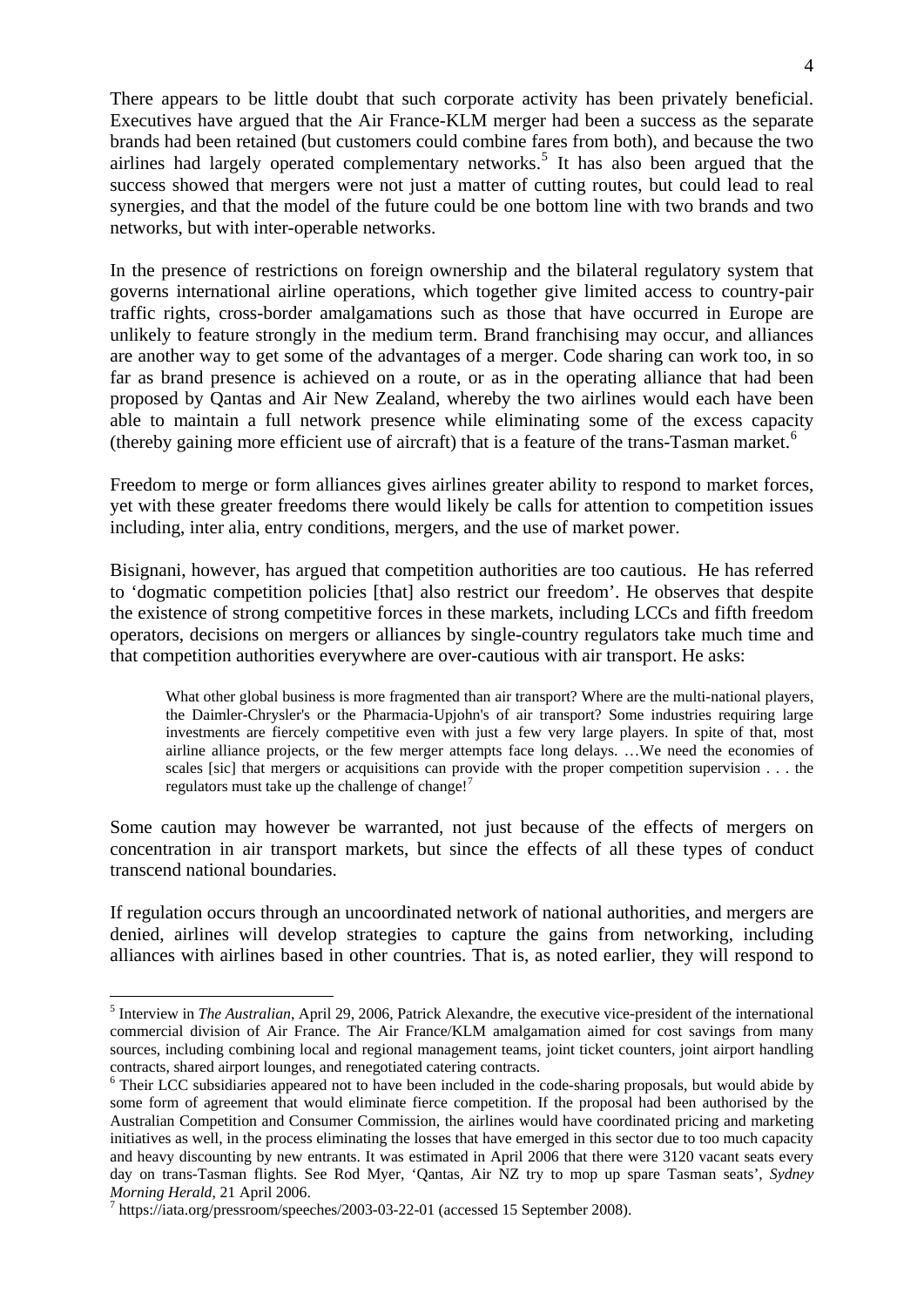There appears to be little doubt that such corporate activity has been privately beneficial. Executives have argued that the Air France-KLM merger had been a success as the separate brands had been retained (but customers could combine fares from both), and because the two airlines had largely operated complementary networks.[5] It has also been argued that the success showed that mergers were not just a matter of cutting routes, but could lead to real synergies, and that the model of the future could be one bottom line with two brands and two networks, but with inter-operable networks.

In the presence of restrictions on foreign ownership and the bilateral regulatory system that governs international airline operations, which together give limited access to country-pair traffic rights, cross-border amalgamations such as those that have occurred in Europe are unlikely to feature strongly in the medium term. Brand franchising may occur, and alliances are another way to get some of the advantages of a merger. Code sharing can work too, in so far as brand presence is achieved on a route, or as in the operating alliance that had been proposed by Qantas and Air New Zealand, whereby the two airlines would each have been able to maintain a full network presence while eliminating some of the excess capacity (thereby gaining more efficient use of aircraft) that is a feature of the trans-Tasman market.[6]

Freedom to merge or form alliances gives airlines greater ability to respond to market forces, yet with these greater freedoms there would likely be calls for attention to competition issues including, inter alia, entry conditions, mergers, and the use of market power.

Bisignani, however, has argued that competition authorities are too cautious. He has referred to 'dogmatic competition policies [that] also restrict our freedom'. He observes that despite the existence of strong competitive forces in these markets, including LCCs and fifth freedom operators, decisions on mergers or alliances by single-country regulators take much time and that competition authorities everywhere are over-cautious with air transport. He asks:

> What other global business is more fragmented than air transport? Where are the multi-national players, the Daimler-Chrysler's or the Pharmacia-Upjohn's of air transport? Some industries requiring large investments are fiercely competitive even with just a few very large players. In spite of that, most airline alliance projects, or the few merger attempts face long delays. …We need the economies of scales [sic] that mergers or acquisitions can provide with the proper competition supervision . . . the regulators must take up the challenge of change![7]

Some caution may however be warranted, not just because of the effects of mergers on concentration in air transport markets, but since the effects of all these types of conduct transcend national boundaries.

If regulation occurs through an uncoordinated network of national authorities, and mergers are denied, airlines will develop strategies to capture the gains from networking, including alliances with airlines based in other countries. That is, as noted earlier, they will respond to

---

[5] Interview in *The Australian*, April 29, 2006, Patrick Alexandre, the executive vice-president of the international commercial division of Air France. The Air France/KLM amalgamation aimed for cost savings from many sources, including combining local and regional management teams, joint ticket counters, joint airport handling contracts, shared airport lounges, and renegotiated catering contracts.

[6] Their LCC subsidiaries appeared not to have been included in the code-sharing proposals, but would abide by some form of agreement that would eliminate fierce competition. If the proposal had been authorised by the Australian Competition and Consumer Commission, the airlines would have coordinated pricing and marketing initiatives as well, in the process eliminating the losses that have emerged in this sector due to too much capacity and heavy discounting by new entrants. It was estimated in April 2006 that there were 3120 vacant seats every day on trans-Tasman flights. See Rod Myer, 'Qantas, Air NZ try to mop up spare Tasman seats', *Sydney Morning Herald*, 21 April 2006.

[7] https://iata.org/pressroom/speeches/2003-03-22-01 (accessed 15 September 2008).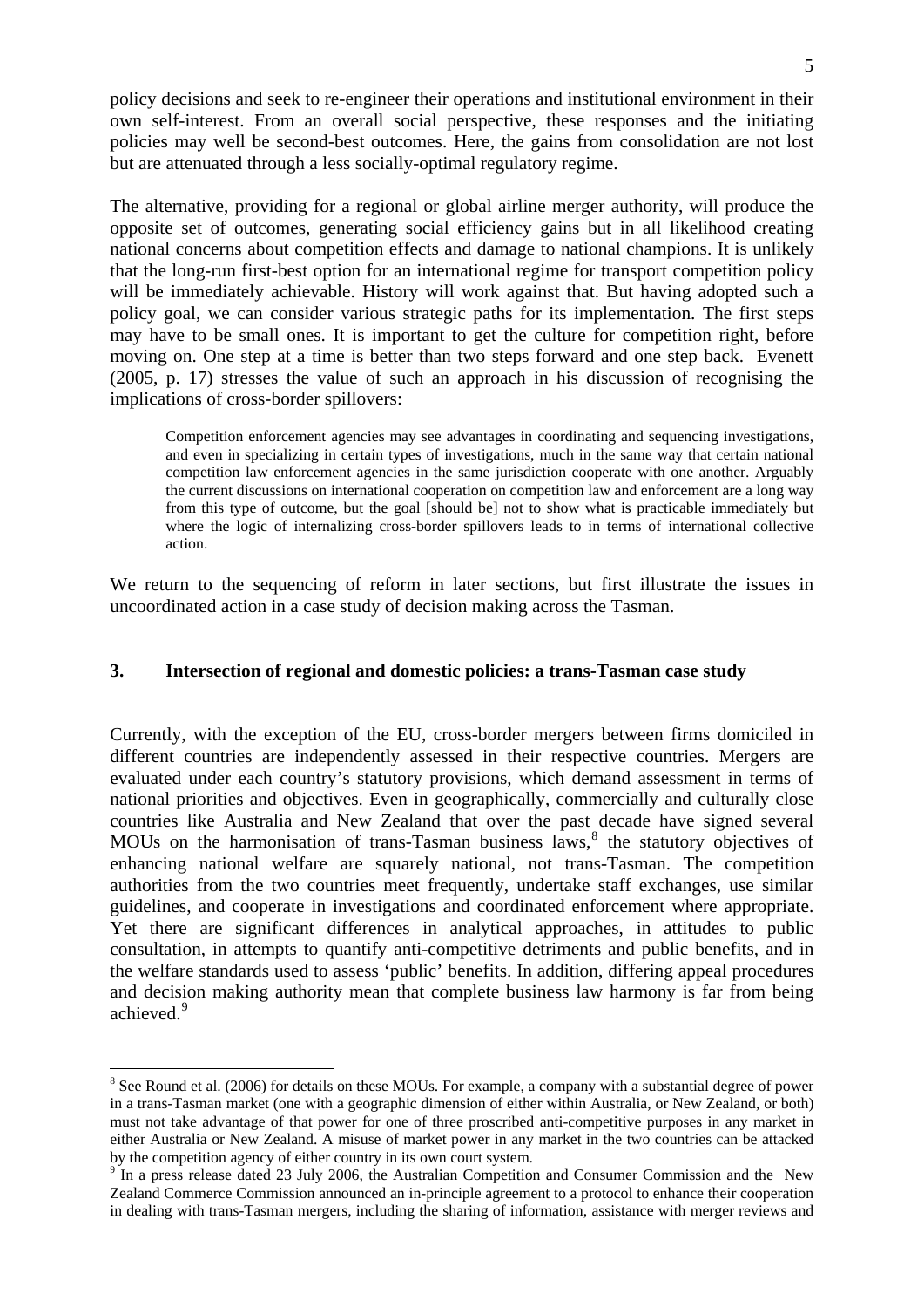policy decisions and seek to re-engineer their operations and institutional environment in their own self-interest. From an overall social perspective, these responses and the initiating policies may well be second-best outcomes. Here, the gains from consolidation are not lost but are attenuated through a less socially-optimal regulatory regime.

The alternative, providing for a regional or global airline merger authority, will produce the opposite set of outcomes, generating social efficiency gains but in all likelihood creating national concerns about competition effects and damage to national champions. It is unlikely that the long-run first-best option for an international regime for transport competition policy will be immediately achievable. History will work against that. But having adopted such a policy goal, we can consider various strategic paths for its implementation. The first steps may have to be small ones. It is important to get the culture for competition right, before moving on. One step at a time is better than two steps forward and one step back. Evenett (2005, p. 17) stresses the value of such an approach in his discussion of recognising the implications of cross-border spillovers:

> Competition enforcement agencies may see advantages in coordinating and sequencing investigations, and even in specializing in certain types of investigations, much in the same way that certain national competition law enforcement agencies in the same jurisdiction cooperate with one another. Arguably the current discussions on international cooperation on competition law and enforcement are a long way from this type of outcome, but the goal [should be] not to show what is practicable immediately but where the logic of internalizing cross-border spillovers leads to in terms of international collective action.

We return to the sequencing of reform in later sections, but first illustrate the issues in uncoordinated action in a case study of decision making across the Tasman.

## 3. Intersection of regional and domestic policies: a trans-Tasman case study

Currently, with the exception of the EU, cross-border mergers between firms domiciled in different countries are independently assessed in their respective countries. Mergers are evaluated under each country's statutory provisions, which demand assessment in terms of national priorities and objectives. Even in geographically, commercially and culturally close countries like Australia and New Zealand that over the past decade have signed several MOUs on the harmonisation of trans-Tasman business laws,[8] the statutory objectives of enhancing national welfare are squarely national, not trans-Tasman. The competition authorities from the two countries meet frequently, undertake staff exchanges, use similar guidelines, and cooperate in investigations and coordinated enforcement where appropriate. Yet there are significant differences in analytical approaches, in attitudes to public consultation, in attempts to quantify anti-competitive detriments and public benefits, and in the welfare standards used to assess 'public' benefits. In addition, differing appeal procedures and decision making authority mean that complete business law harmony is far from being achieved.[9]

---

[8] See Round et al. (2006) for details on these MOUs. For example, a company with a substantial degree of power in a trans-Tasman market (one with a geographic dimension of either within Australia, or New Zealand, or both) must not take advantage of that power for one of three proscribed anti-competitive purposes in any market in either Australia or New Zealand. A misuse of market power in any market in the two countries can be attacked by the competition agency of either country in its own court system.

[9] In a press release dated 23 July 2006, the Australian Competition and Consumer Commission and the New Zealand Commerce Commission announced an in-principle agreement to a protocol to enhance their cooperation in dealing with trans-Tasman mergers, including the sharing of information, assistance with merger reviews and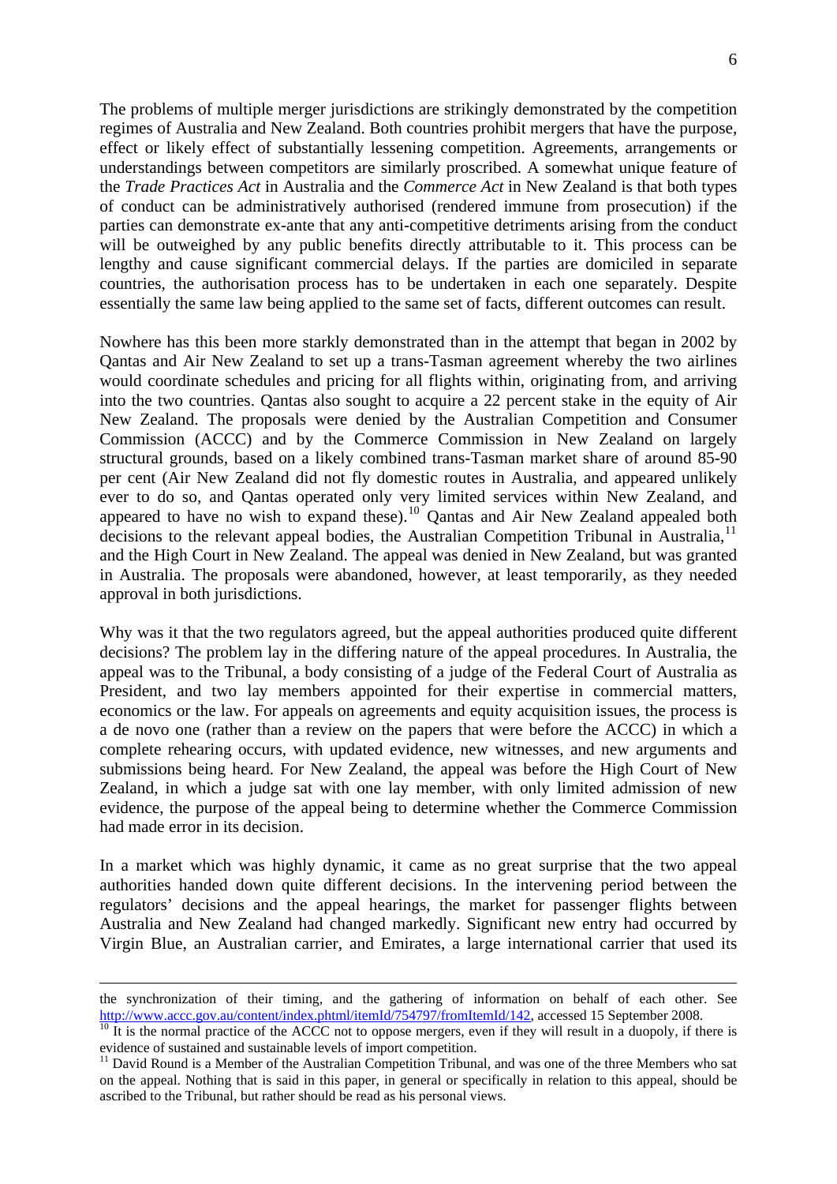The problems of multiple merger jurisdictions are strikingly demonstrated by the competition regimes of Australia and New Zealand. Both countries prohibit mergers that have the purpose, effect or likely effect of substantially lessening competition. Agreements, arrangements or understandings between competitors are similarly proscribed. A somewhat unique feature of the *Trade Practices Act* in Australia and the *Commerce Act* in New Zealand is that both types of conduct can be administratively authorised (rendered immune from prosecution) if the parties can demonstrate ex-ante that any anti-competitive detriments arising from the conduct will be outweighed by any public benefits directly attributable to it. This process can be lengthy and cause significant commercial delays. If the parties are domiciled in separate countries, the authorisation process has to be undertaken in each one separately. Despite essentially the same law being applied to the same set of facts, different outcomes can result.

Nowhere has this been more starkly demonstrated than in the attempt that began in 2002 by Qantas and Air New Zealand to set up a trans-Tasman agreement whereby the two airlines would coordinate schedules and pricing for all flights within, originating from, and arriving into the two countries. Qantas also sought to acquire a 22 percent stake in the equity of Air New Zealand. The proposals were denied by the Australian Competition and Consumer Commission (ACCC) and by the Commerce Commission in New Zealand on largely structural grounds, based on a likely combined trans-Tasman market share of around 85-90 per cent (Air New Zealand did not fly domestic routes in Australia, and appeared unlikely ever to do so, and Qantas operated only very limited services within New Zealand, and appeared to have no wish to expand these).[10] Qantas and Air New Zealand appealed both decisions to the relevant appeal bodies, the Australian Competition Tribunal in Australia,[11] and the High Court in New Zealand. The appeal was denied in New Zealand, but was granted in Australia. The proposals were abandoned, however, at least temporarily, as they needed approval in both jurisdictions.

Why was it that the two regulators agreed, but the appeal authorities produced quite different decisions? The problem lay in the differing nature of the appeal procedures. In Australia, the appeal was to the Tribunal, a body consisting of a judge of the Federal Court of Australia as President, and two lay members appointed for their expertise in commercial matters, economics or the law. For appeals on agreements and equity acquisition issues, the process is a de novo one (rather than a review on the papers that were before the ACCC) in which a complete rehearing occurs, with updated evidence, new witnesses, and new arguments and submissions being heard. For New Zealand, the appeal was before the High Court of New Zealand, in which a judge sat with one lay member, with only limited admission of new evidence, the purpose of the appeal being to determine whether the Commerce Commission had made error in its decision.

In a market which was highly dynamic, it came as no great surprise that the two appeal authorities handed down quite different decisions. In the intervening period between the regulators' decisions and the appeal hearings, the market for passenger flights between Australia and New Zealand had changed markedly. Significant new entry had occurred by Virgin Blue, an Australian carrier, and Emirates, a large international carrier that used its

---

the synchronization of their timing, and the gathering of information on behalf of each other. See http://www.accc.gov.au/content/index.phtml/itemId/754797/fromItemId/142, accessed 15 September 2008.

[10] It is the normal practice of the ACCC not to oppose mergers, even if they will result in a duopoly, if there is evidence of sustained and sustainable levels of import competition.

[11] David Round is a Member of the Australian Competition Tribunal, and was one of the three Members who sat on the appeal. Nothing that is said in this paper, in general or specifically in relation to this appeal, should be ascribed to the Tribunal, but rather should be read as his personal views.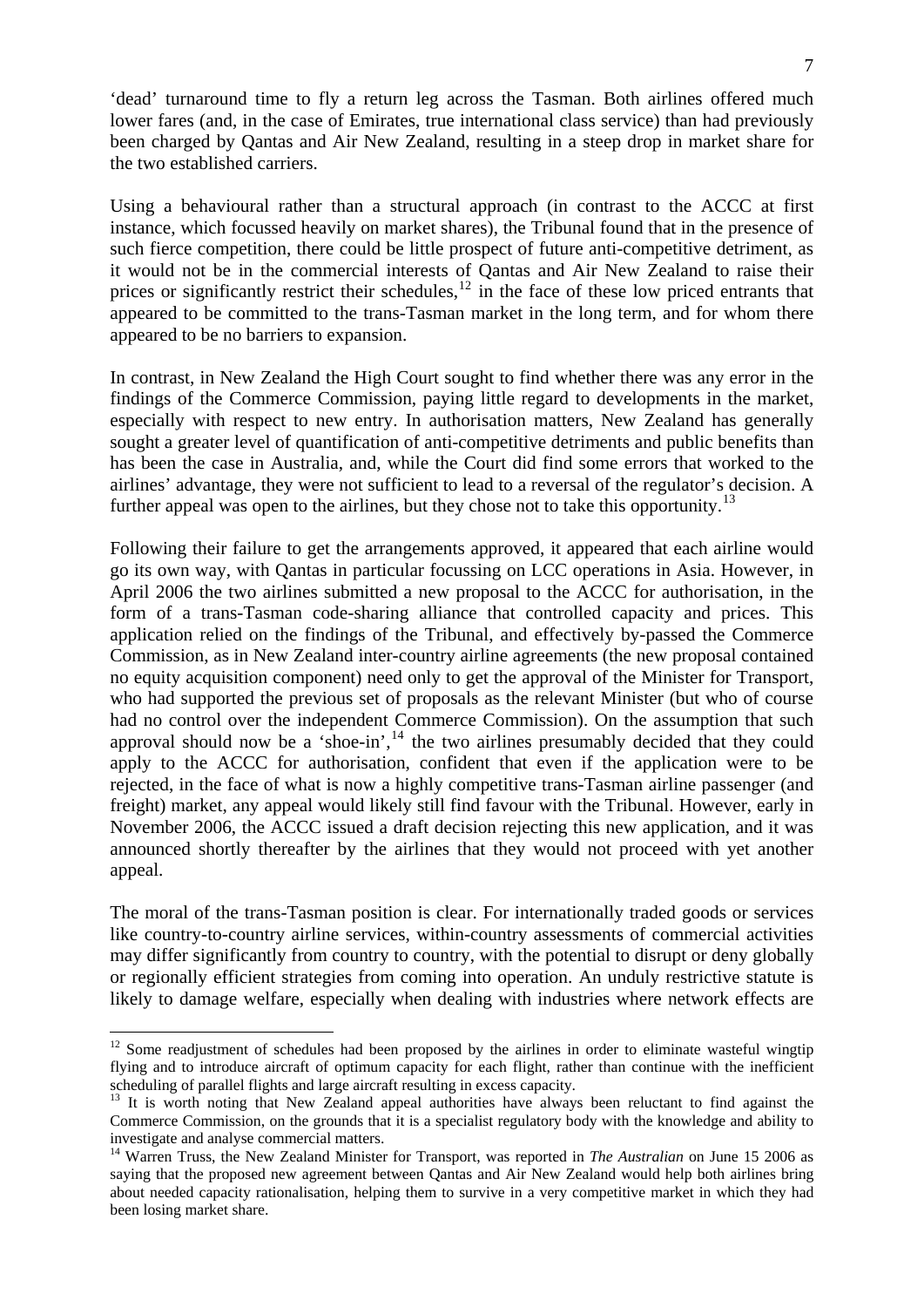'dead' turnaround time to fly a return leg across the Tasman. Both airlines offered much lower fares (and, in the case of Emirates, true international class service) than had previously been charged by Qantas and Air New Zealand, resulting in a steep drop in market share for the two established carriers.

Using a behavioural rather than a structural approach (in contrast to the ACCC at first instance, which focussed heavily on market shares), the Tribunal found that in the presence of such fierce competition, there could be little prospect of future anti-competitive detriment, as it would not be in the commercial interests of Qantas and Air New Zealand to raise their prices or significantly restrict their schedules,[12] in the face of these low priced entrants that appeared to be committed to the trans-Tasman market in the long term, and for whom there appeared to be no barriers to expansion.

In contrast, in New Zealand the High Court sought to find whether there was any error in the findings of the Commerce Commission, paying little regard to developments in the market, especially with respect to new entry. In authorisation matters, New Zealand has generally sought a greater level of quantification of anti-competitive detriments and public benefits than has been the case in Australia, and, while the Court did find some errors that worked to the airlines' advantage, they were not sufficient to lead to a reversal of the regulator's decision. A further appeal was open to the airlines, but they chose not to take this opportunity.[13]

Following their failure to get the arrangements approved, it appeared that each airline would go its own way, with Qantas in particular focussing on LCC operations in Asia. However, in April 2006 the two airlines submitted a new proposal to the ACCC for authorisation, in the form of a trans-Tasman code-sharing alliance that controlled capacity and prices. This application relied on the findings of the Tribunal, and effectively by-passed the Commerce Commission, as in New Zealand inter-country airline agreements (the new proposal contained no equity acquisition component) need only to get the approval of the Minister for Transport, who had supported the previous set of proposals as the relevant Minister (but who of course had no control over the independent Commerce Commission). On the assumption that such approval should now be a 'shoe-in',[14] the two airlines presumably decided that they could apply to the ACCC for authorisation, confident that even if the application were to be rejected, in the face of what is now a highly competitive trans-Tasman airline passenger (and freight) market, any appeal would likely still find favour with the Tribunal. However, early in November 2006, the ACCC issued a draft decision rejecting this new application, and it was announced shortly thereafter by the airlines that they would not proceed with yet another appeal.

The moral of the trans-Tasman position is clear. For internationally traded goods or services like country-to-country airline services, within-country assessments of commercial activities may differ significantly from country to country, with the potential to disrupt or deny globally or regionally efficient strategies from coming into operation. An unduly restrictive statute is likely to damage welfare, especially when dealing with industries where network effects are

---

[12] Some readjustment of schedules had been proposed by the airlines in order to eliminate wasteful wingtip flying and to introduce aircraft of optimum capacity for each flight, rather than continue with the inefficient scheduling of parallel flights and large aircraft resulting in excess capacity.

[13] It is worth noting that New Zealand appeal authorities have always been reluctant to find against the Commerce Commission, on the grounds that it is a specialist regulatory body with the knowledge and ability to investigate and analyse commercial matters.

[14] Warren Truss, the New Zealand Minister for Transport, was reported in *The Australian* on June 15 2006 as saying that the proposed new agreement between Qantas and Air New Zealand would help both airlines bring about needed capacity rationalisation, helping them to survive in a very competitive market in which they had been losing market share.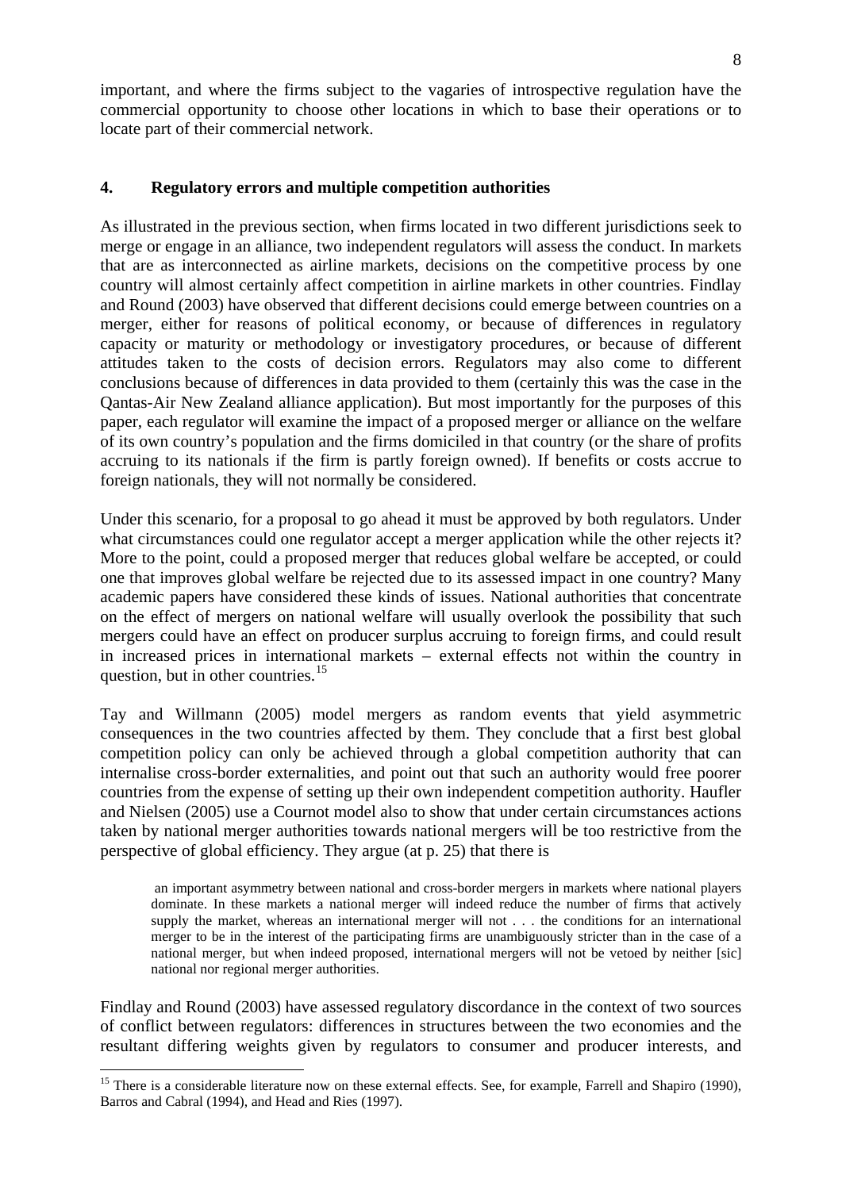important, and where the firms subject to the vagaries of introspective regulation have the commercial opportunity to choose other locations in which to base their operations or to locate part of their commercial network.

## 4. Regulatory errors and multiple competition authorities

As illustrated in the previous section, when firms located in two different jurisdictions seek to merge or engage in an alliance, two independent regulators will assess the conduct. In markets that are as interconnected as airline markets, decisions on the competitive process by one country will almost certainly affect competition in airline markets in other countries. Findlay and Round (2003) have observed that different decisions could emerge between countries on a merger, either for reasons of political economy, or because of differences in regulatory capacity or maturity or methodology or investigatory procedures, or because of different attitudes taken to the costs of decision errors. Regulators may also come to different conclusions because of differences in data provided to them (certainly this was the case in the Qantas-Air New Zealand alliance application). But most importantly for the purposes of this paper, each regulator will examine the impact of a proposed merger or alliance on the welfare of its own country's population and the firms domiciled in that country (or the share of profits accruing to its nationals if the firm is partly foreign owned). If benefits or costs accrue to foreign nationals, they will not normally be considered.

Under this scenario, for a proposal to go ahead it must be approved by both regulators. Under what circumstances could one regulator accept a merger application while the other rejects it? More to the point, could a proposed merger that reduces global welfare be accepted, or could one that improves global welfare be rejected due to its assessed impact in one country? Many academic papers have considered these kinds of issues. National authorities that concentrate on the effect of mergers on national welfare will usually overlook the possibility that such mergers could have an effect on producer surplus accruing to foreign firms, and could result in increased prices in international markets – external effects not within the country in question, but in other countries.[15]

Tay and Willmann (2005) model mergers as random events that yield asymmetric consequences in the two countries affected by them. They conclude that a first best global competition policy can only be achieved through a global competition authority that can internalise cross-border externalities, and point out that such an authority would free poorer countries from the expense of setting up their own independent competition authority. Haufler and Nielsen (2005) use a Cournot model also to show that under certain circumstances actions taken by national merger authorities towards national mergers will be too restrictive from the perspective of global efficiency. They argue (at p. 25) that there is

> an important asymmetry between national and cross-border mergers in markets where national players dominate. In these markets a national merger will indeed reduce the number of firms that actively supply the market, whereas an international merger will not . . . the conditions for an international merger to be in the interest of the participating firms are unambiguously stricter than in the case of a national merger, but when indeed proposed, international mergers will not be vetoed by neither [sic] national nor regional merger authorities.

Findlay and Round (2003) have assessed regulatory discordance in the context of two sources of conflict between regulators: differences in structures between the two economies and the resultant differing weights given by regulators to consumer and producer interests, and

[15] There is a considerable literature now on these external effects. See, for example, Farrell and Shapiro (1990), Barros and Cabral (1994), and Head and Ries (1997).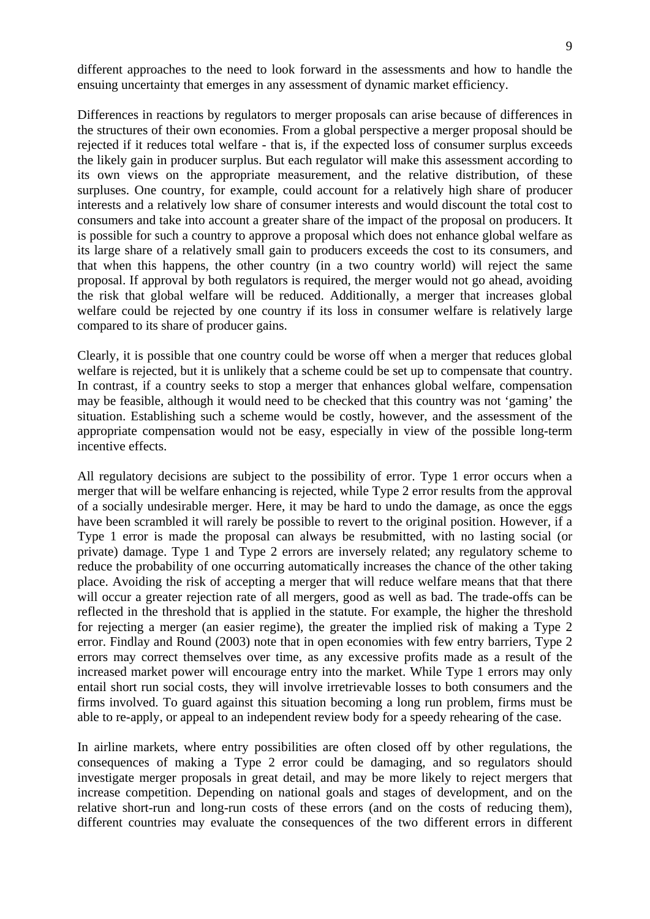different approaches to the need to look forward in the assessments and how to handle the ensuing uncertainty that emerges in any assessment of dynamic market efficiency.

Differences in reactions by regulators to merger proposals can arise because of differences in the structures of their own economies. From a global perspective a merger proposal should be rejected if it reduces total welfare - that is, if the expected loss of consumer surplus exceeds the likely gain in producer surplus. But each regulator will make this assessment according to its own views on the appropriate measurement, and the relative distribution, of these surpluses. One country, for example, could account for a relatively high share of producer interests and a relatively low share of consumer interests and would discount the total cost to consumers and take into account a greater share of the impact of the proposal on producers. It is possible for such a country to approve a proposal which does not enhance global welfare as its large share of a relatively small gain to producers exceeds the cost to its consumers, and that when this happens, the other country (in a two country world) will reject the same proposal. If approval by both regulators is required, the merger would not go ahead, avoiding the risk that global welfare will be reduced. Additionally, a merger that increases global welfare could be rejected by one country if its loss in consumer welfare is relatively large compared to its share of producer gains.

Clearly, it is possible that one country could be worse off when a merger that reduces global welfare is rejected, but it is unlikely that a scheme could be set up to compensate that country. In contrast, if a country seeks to stop a merger that enhances global welfare, compensation may be feasible, although it would need to be checked that this country was not 'gaming' the situation. Establishing such a scheme would be costly, however, and the assessment of the appropriate compensation would not be easy, especially in view of the possible long-term incentive effects.

All regulatory decisions are subject to the possibility of error. Type 1 error occurs when a merger that will be welfare enhancing is rejected, while Type 2 error results from the approval of a socially undesirable merger. Here, it may be hard to undo the damage, as once the eggs have been scrambled it will rarely be possible to revert to the original position. However, if a Type 1 error is made the proposal can always be resubmitted, with no lasting social (or private) damage. Type 1 and Type 2 errors are inversely related; any regulatory scheme to reduce the probability of one occurring automatically increases the chance of the other taking place. Avoiding the risk of accepting a merger that will reduce welfare means that that there will occur a greater rejection rate of all mergers, good as well as bad. The trade-offs can be reflected in the threshold that is applied in the statute. For example, the higher the threshold for rejecting a merger (an easier regime), the greater the implied risk of making a Type 2 error. Findlay and Round (2003) note that in open economies with few entry barriers, Type 2 errors may correct themselves over time, as any excessive profits made as a result of the increased market power will encourage entry into the market. While Type 1 errors may only entail short run social costs, they will involve irretrievable losses to both consumers and the firms involved. To guard against this situation becoming a long run problem, firms must be able to re-apply, or appeal to an independent review body for a speedy rehearing of the case.

In airline markets, where entry possibilities are often closed off by other regulations, the consequences of making a Type 2 error could be damaging, and so regulators should investigate merger proposals in great detail, and may be more likely to reject mergers that increase competition. Depending on national goals and stages of development, and on the relative short-run and long-run costs of these errors (and on the costs of reducing them), different countries may evaluate the consequences of the two different errors in different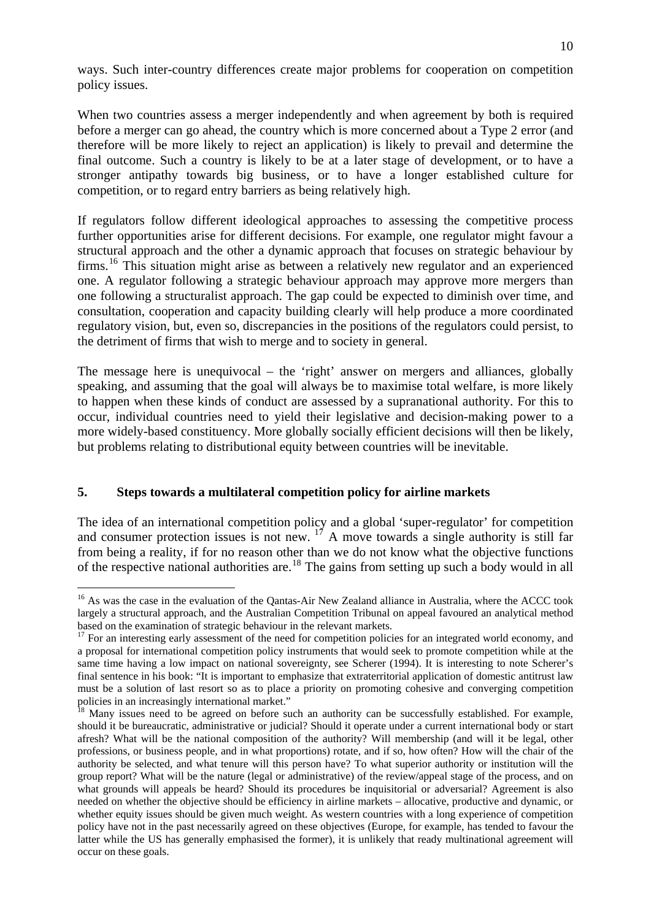ways. Such inter-country differences create major problems for cooperation on competition policy issues.

When two countries assess a merger independently and when agreement by both is required before a merger can go ahead, the country which is more concerned about a Type 2 error (and therefore will be more likely to reject an application) is likely to prevail and determine the final outcome. Such a country is likely to be at a later stage of development, or to have a stronger antipathy towards big business, or to have a longer established culture for competition, or to regard entry barriers as being relatively high.

If regulators follow different ideological approaches to assessing the competitive process further opportunities arise for different decisions. For example, one regulator might favour a structural approach and the other a dynamic approach that focuses on strategic behaviour by firms.[16] This situation might arise as between a relatively new regulator and an experienced one. A regulator following a strategic behaviour approach may approve more mergers than one following a structuralist approach. The gap could be expected to diminish over time, and consultation, cooperation and capacity building clearly will help produce a more coordinated regulatory vision, but, even so, discrepancies in the positions of the regulators could persist, to the detriment of firms that wish to merge and to society in general.

The message here is unequivocal – the 'right' answer on mergers and alliances, globally speaking, and assuming that the goal will always be to maximise total welfare, is more likely to happen when these kinds of conduct are assessed by a supranational authority. For this to occur, individual countries need to yield their legislative and decision-making power to a more widely-based constituency. More globally socially efficient decisions will then be likely, but problems relating to distributional equity between countries will be inevitable.

## 5. Steps towards a multilateral competition policy for airline markets

The idea of an international competition policy and a global 'super-regulator' for competition and consumer protection issues is not new.[17] A move towards a single authority is still far from being a reality, if for no reason other than we do not know what the objective functions of the respective national authorities are.[18] The gains from setting up such a body would in all

---

[16] As was the case in the evaluation of the Qantas-Air New Zealand alliance in Australia, where the ACCC took largely a structural approach, and the Australian Competition Tribunal on appeal favoured an analytical method based on the examination of strategic behaviour in the relevant markets.

[17] For an interesting early assessment of the need for competition policies for an integrated world economy, and a proposal for international competition policy instruments that would seek to promote competition while at the same time having a low impact on national sovereignty, see Scherer (1994). It is interesting to note Scherer's final sentence in his book: "It is important to emphasize that extraterritorial application of domestic antitrust law must be a solution of last resort so as to place a priority on promoting cohesive and converging competition policies in an increasingly international market."

[18] Many issues need to be agreed on before such an authority can be successfully established. For example, should it be bureaucratic, administrative or judicial? Should it operate under a current international body or start afresh? What will be the national composition of the authority? Will membership (and will it be legal, other professions, or business people, and in what proportions) rotate, and if so, how often? How will the chair of the authority be selected, and what tenure will this person have? To what superior authority or institution will the group report? What will be the nature (legal or administrative) of the review/appeal stage of the process, and on what grounds will appeals be heard? Should its procedures be inquisitorial or adversarial? Agreement is also needed on whether the objective should be efficiency in airline markets – allocative, productive and dynamic, or whether equity issues should be given much weight. As western countries with a long experience of competition policy have not in the past necessarily agreed on these objectives (Europe, for example, has tended to favour the latter while the US has generally emphasised the former), it is unlikely that ready multinational agreement will occur on these goals.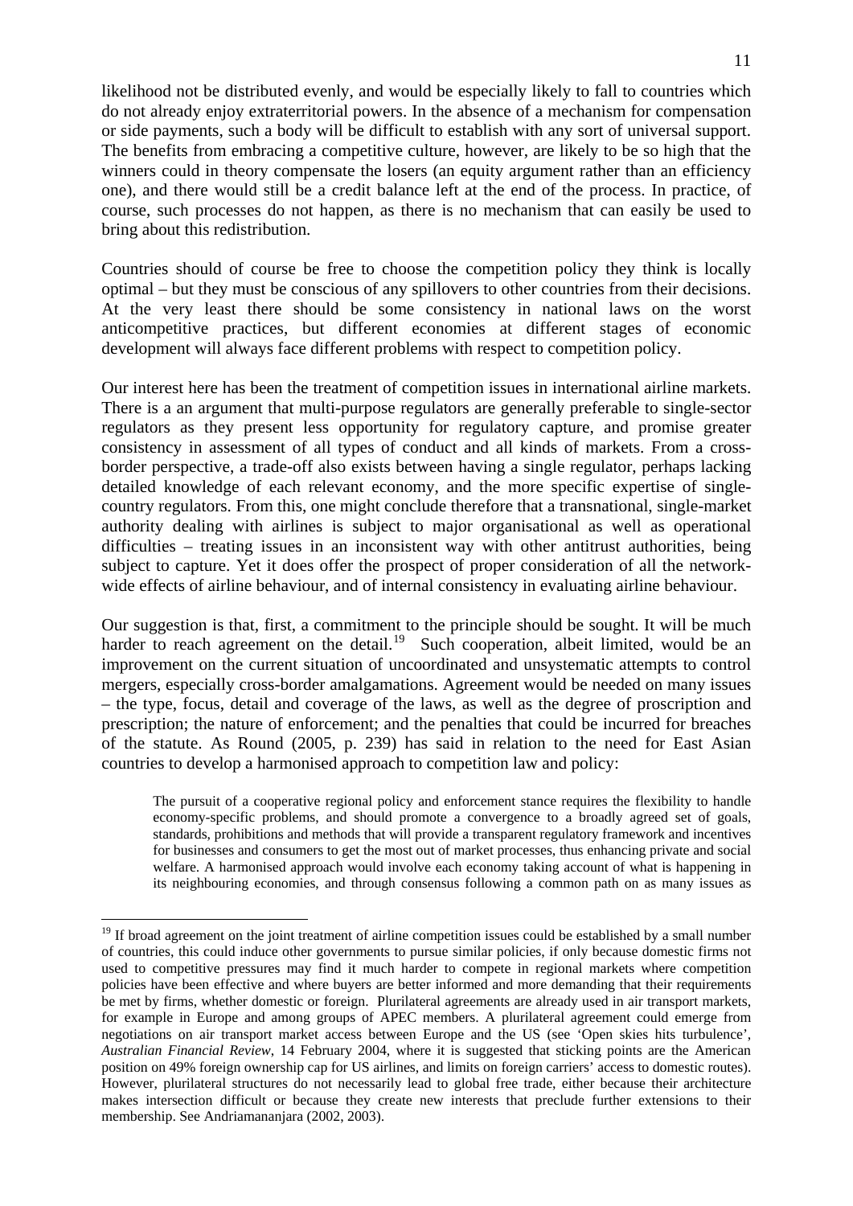likelihood not be distributed evenly, and would be especially likely to fall to countries which do not already enjoy extraterritorial powers. In the absence of a mechanism for compensation or side payments, such a body will be difficult to establish with any sort of universal support. The benefits from embracing a competitive culture, however, are likely to be so high that the winners could in theory compensate the losers (an equity argument rather than an efficiency one), and there would still be a credit balance left at the end of the process. In practice, of course, such processes do not happen, as there is no mechanism that can easily be used to bring about this redistribution.

Countries should of course be free to choose the competition policy they think is locally optimal – but they must be conscious of any spillovers to other countries from their decisions. At the very least there should be some consistency in national laws on the worst anticompetitive practices, but different economies at different stages of economic development will always face different problems with respect to competition policy.

Our interest here has been the treatment of competition issues in international airline markets. There is a an argument that multi-purpose regulators are generally preferable to single-sector regulators as they present less opportunity for regulatory capture, and promise greater consistency in assessment of all types of conduct and all kinds of markets. From a cross-border perspective, a trade-off also exists between having a single regulator, perhaps lacking detailed knowledge of each relevant economy, and the more specific expertise of single-country regulators. From this, one might conclude therefore that a transnational, single-market authority dealing with airlines is subject to major organisational as well as operational difficulties – treating issues in an inconsistent way with other antitrust authorities, being subject to capture. Yet it does offer the prospect of proper consideration of all the network-wide effects of airline behaviour, and of internal consistency in evaluating airline behaviour.

Our suggestion is that, first, a commitment to the principle should be sought. It will be much harder to reach agreement on the detail.[19] Such cooperation, albeit limited, would be an improvement on the current situation of uncoordinated and unsystematic attempts to control mergers, especially cross-border amalgamations. Agreement would be needed on many issues – the type, focus, detail and coverage of the laws, as well as the degree of proscription and prescription; the nature of enforcement; and the penalties that could be incurred for breaches of the statute. As Round (2005, p. 239) has said in relation to the need for East Asian countries to develop a harmonised approach to competition law and policy:

> The pursuit of a cooperative regional policy and enforcement stance requires the flexibility to handle economy-specific problems, and should promote a convergence to a broadly agreed set of goals, standards, prohibitions and methods that will provide a transparent regulatory framework and incentives for businesses and consumers to get the most out of market processes, thus enhancing private and social welfare. A harmonised approach would involve each economy taking account of what is happening in its neighbouring economies, and through consensus following a common path on as many issues as

[19] If broad agreement on the joint treatment of airline competition issues could be established by a small number of countries, this could induce other governments to pursue similar policies, if only because domestic firms not used to competitive pressures may find it much harder to compete in regional markets where competition policies have been effective and where buyers are better informed and more demanding that their requirements be met by firms, whether domestic or foreign. Plurilateral agreements are already used in air transport markets, for example in Europe and among groups of APEC members. A plurilateral agreement could emerge from negotiations on air transport market access between Europe and the US (see 'Open skies hits turbulence', *Australian Financial Review*, 14 February 2004, where it is suggested that sticking points are the American position on 49% foreign ownership cap for US airlines, and limits on foreign carriers' access to domestic routes). However, plurilateral structures do not necessarily lead to global free trade, either because their architecture makes intersection difficult or because they create new interests that preclude further extensions to their membership. See Andriamananjara (2002, 2003).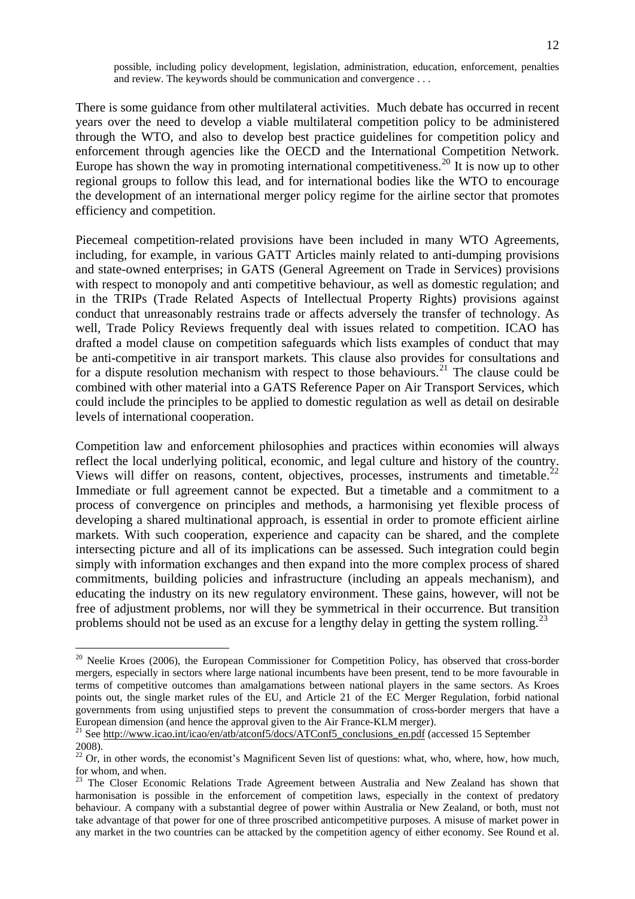> possible, including policy development, legislation, administration, education, enforcement, penalties and review. The keywords should be communication and convergence . . .

There is some guidance from other multilateral activities. Much debate has occurred in recent years over the need to develop a viable multilateral competition policy to be administered through the WTO, and also to develop best practice guidelines for competition policy and enforcement through agencies like the OECD and the International Competition Network. Europe has shown the way in promoting international competitiveness.[20] It is now up to other regional groups to follow this lead, and for international bodies like the WTO to encourage the development of an international merger policy regime for the airline sector that promotes efficiency and competition.

Piecemeal competition-related provisions have been included in many WTO Agreements, including, for example, in various GATT Articles mainly related to anti-dumping provisions and state-owned enterprises; in GATS (General Agreement on Trade in Services) provisions with respect to monopoly and anti competitive behaviour, as well as domestic regulation; and in the TRIPs (Trade Related Aspects of Intellectual Property Rights) provisions against conduct that unreasonably restrains trade or affects adversely the transfer of technology. As well, Trade Policy Reviews frequently deal with issues related to competition. ICAO has drafted a model clause on competition safeguards which lists examples of conduct that may be anti-competitive in air transport markets. This clause also provides for consultations and for a dispute resolution mechanism with respect to those behaviours.[21] The clause could be combined with other material into a GATS Reference Paper on Air Transport Services, which could include the principles to be applied to domestic regulation as well as detail on desirable levels of international cooperation.

Competition law and enforcement philosophies and practices within economies will always reflect the local underlying political, economic, and legal culture and history of the country. Views will differ on reasons, content, objectives, processes, instruments and timetable.[22] Immediate or full agreement cannot be expected. But a timetable and a commitment to a process of convergence on principles and methods, a harmonising yet flexible process of developing a shared multinational approach, is essential in order to promote efficient airline markets. With such cooperation, experience and capacity can be shared, and the complete intersecting picture and all of its implications can be assessed. Such integration could begin simply with information exchanges and then expand into the more complex process of shared commitments, building policies and infrastructure (including an appeals mechanism), and educating the industry on its new regulatory environment. These gains, however, will not be free of adjustment problems, nor will they be symmetrical in their occurrence. But transition problems should not be used as an excuse for a lengthy delay in getting the system rolling.[23]

---

[20] Neelie Kroes (2006), the European Commissioner for Competition Policy, has observed that cross-border mergers, especially in sectors where large national incumbents have been present, tend to be more favourable in terms of competitive outcomes than amalgamations between national players in the same sectors. As Kroes points out, the single market rules of the EU, and Article 21 of the EC Merger Regulation, forbid national governments from using unjustified steps to prevent the consummation of cross-border mergers that have a European dimension (and hence the approval given to the Air France-KLM merger).

[21] See http://www.icao.int/icao/en/atb/atconf5/docs/ATConf5_conclusions_en.pdf (accessed 15 September 2008).

[22] Or, in other words, the economist's Magnificent Seven list of questions: what, who, where, how, how much, for whom, and when.

[23] The Closer Economic Relations Trade Agreement between Australia and New Zealand has shown that harmonisation is possible in the enforcement of competition laws, especially in the context of predatory behaviour. A company with a substantial degree of power within Australia or New Zealand, or both, must not take advantage of that power for one of three proscribed anticompetitive purposes. A misuse of market power in any market in the two countries can be attacked by the competition agency of either economy. See Round et al.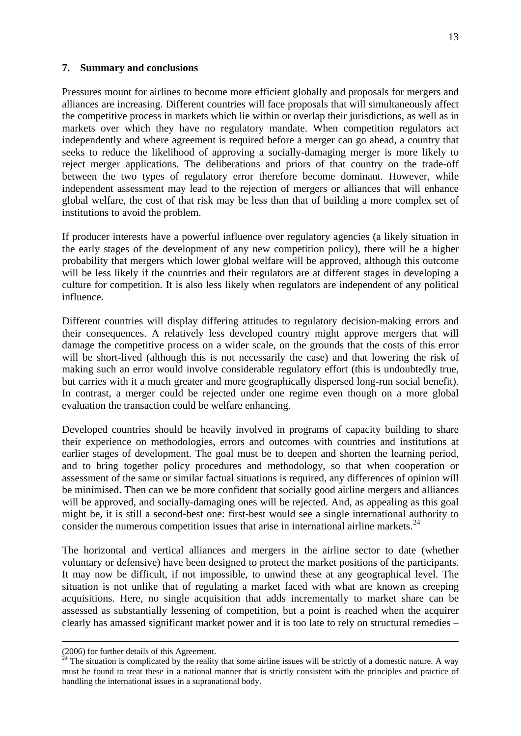## 7. Summary and conclusions

Pressures mount for airlines to become more efficient globally and proposals for mergers and alliances are increasing. Different countries will face proposals that will simultaneously affect the competitive process in markets which lie within or overlap their jurisdictions, as well as in markets over which they have no regulatory mandate. When competition regulators act independently and where agreement is required before a merger can go ahead, a country that seeks to reduce the likelihood of approving a socially-damaging merger is more likely to reject merger applications. The deliberations and priors of that country on the trade-off between the two types of regulatory error therefore become dominant. However, while independent assessment may lead to the rejection of mergers or alliances that will enhance global welfare, the cost of that risk may be less than that of building a more complex set of institutions to avoid the problem.

If producer interests have a powerful influence over regulatory agencies (a likely situation in the early stages of the development of any new competition policy), there will be a higher probability that mergers which lower global welfare will be approved, although this outcome will be less likely if the countries and their regulators are at different stages in developing a culture for competition. It is also less likely when regulators are independent of any political influence.

Different countries will display differing attitudes to regulatory decision-making errors and their consequences. A relatively less developed country might approve mergers that will damage the competitive process on a wider scale, on the grounds that the costs of this error will be short-lived (although this is not necessarily the case) and that lowering the risk of making such an error would involve considerable regulatory effort (this is undoubtedly true, but carries with it a much greater and more geographically dispersed long-run social benefit). In contrast, a merger could be rejected under one regime even though on a more global evaluation the transaction could be welfare enhancing.

Developed countries should be heavily involved in programs of capacity building to share their experience on methodologies, errors and outcomes with countries and institutions at earlier stages of development. The goal must be to deepen and shorten the learning period, and to bring together policy procedures and methodology, so that when cooperation or assessment of the same or similar factual situations is required, any differences of opinion will be minimised. Then can we be more confident that socially good airline mergers and alliances will be approved, and socially-damaging ones will be rejected. And, as appealing as this goal might be, it is still a second-best one: first-best would see a single international authority to consider the numerous competition issues that arise in international airline markets.[24]

The horizontal and vertical alliances and mergers in the airline sector to date (whether voluntary or defensive) have been designed to protect the market positions of the participants. It may now be difficult, if not impossible, to unwind these at any geographical level. The situation is not unlike that of regulating a market faced with what are known as creeping acquisitions. Here, no single acquisition that adds incrementally to market share can be assessed as substantially lessening of competition, but a point is reached when the acquirer clearly has amassed significant market power and it is too late to rely on structural remedies –

---

(2006) for further details of this Agreement.

[24] The situation is complicated by the reality that some airline issues will be strictly of a domestic nature. A way must be found to treat these in a national manner that is strictly consistent with the principles and practice of handling the international issues in a supranational body.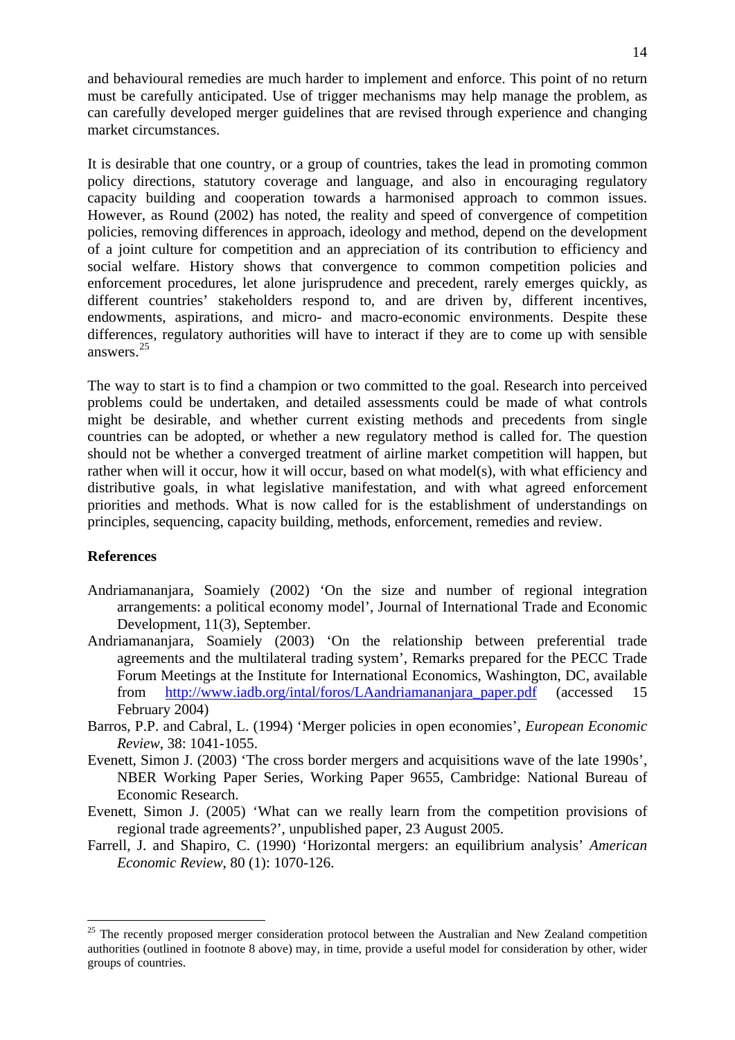and behavioural remedies are much harder to implement and enforce. This point of no return must be carefully anticipated. Use of trigger mechanisms may help manage the problem, as can carefully developed merger guidelines that are revised through experience and changing market circumstances.

It is desirable that one country, or a group of countries, takes the lead in promoting common policy directions, statutory coverage and language, and also in encouraging regulatory capacity building and cooperation towards a harmonised approach to common issues. However, as Round (2002) has noted, the reality and speed of convergence of competition policies, removing differences in approach, ideology and method, depend on the development of a joint culture for competition and an appreciation of its contribution to efficiency and social welfare. History shows that convergence to common competition policies and enforcement procedures, let alone jurisprudence and precedent, rarely emerges quickly, as different countries' stakeholders respond to, and are driven by, different incentives, endowments, aspirations, and micro- and macro-economic environments. Despite these differences, regulatory authorities will have to interact if they are to come up with sensible answers.[25]

The way to start is to find a champion or two committed to the goal. Research into perceived problems could be undertaken, and detailed assessments could be made of what controls might be desirable, and whether current existing methods and precedents from single countries can be adopted, or whether a new regulatory method is called for. The question should not be whether a converged treatment of airline market competition will happen, but rather when will it occur, how it will occur, based on what model(s), with what efficiency and distributive goals, in what legislative manifestation, and with what agreed enforcement priorities and methods. What is now called for is the establishment of understandings on principles, sequencing, capacity building, methods, enforcement, remedies and review.

## References

Andriamananjara, Soamiely (2002) 'On the size and number of regional integration arrangements: a political economy model', Journal of International Trade and Economic Development, 11(3), September.

Andriamananjara, Soamiely (2003) 'On the relationship between preferential trade agreements and the multilateral trading system', Remarks prepared for the PECC Trade Forum Meetings at the Institute for International Economics, Washington, DC, available from http://www.iadb.org/intal/foros/LAandriamananjara_paper.pdf (accessed 15 February 2004)

Barros, P.P. and Cabral, L. (1994) 'Merger policies in open economies', *European Economic Review*, 38: 1041-1055.

Evenett, Simon J. (2003) 'The cross border mergers and acquisitions wave of the late 1990s', NBER Working Paper Series, Working Paper 9655, Cambridge: National Bureau of Economic Research.

Evenett, Simon J. (2005) 'What can we really learn from the competition provisions of regional trade agreements?', unpublished paper, 23 August 2005.

Farrell, J. and Shapiro, C. (1990) 'Horizontal mergers: an equilibrium analysis' *American Economic Review*, 80 (1): 1070-126.

---

[25] The recently proposed merger consideration protocol between the Australian and New Zealand competition authorities (outlined in footnote 8 above) may, in time, provide a useful model for consideration by other, wider groups of countries.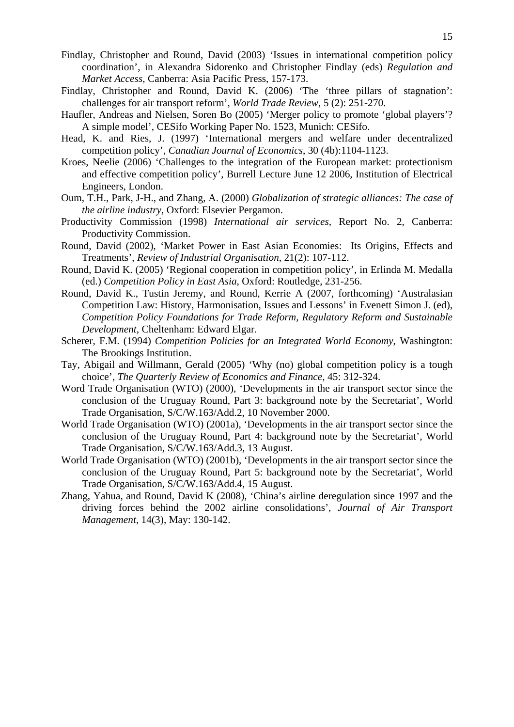Findlay, Christopher and Round, David (2003) 'Issues in international competition policy coordination', in Alexandra Sidorenko and Christopher Findlay (eds) *Regulation and Market Access*, Canberra: Asia Pacific Press, 157-173.

Findlay, Christopher and Round, David K. (2006) 'The 'three pillars of stagnation': challenges for air transport reform', *World Trade Review*, 5 (2): 251-270.

Haufler, Andreas and Nielsen, Soren Bo (2005) 'Merger policy to promote 'global players'? A simple model', CESifo Working Paper No. 1523, Munich: CESifo.

Head, K. and Ries, J. (1997) 'International mergers and welfare under decentralized competition policy', *Canadian Journal of Economics*, 30 (4b):1104-1123.

Kroes, Neelie (2006) 'Challenges to the integration of the European market: protectionism and effective competition policy', Burrell Lecture June 12 2006, Institution of Electrical Engineers, London.

Oum, T.H., Park, J-H., and Zhang, A. (2000) *Globalization of strategic alliances: The case of the airline industry*, Oxford: Elsevier Pergamon.

Productivity Commission (1998) *International air services*, Report No. 2, Canberra: Productivity Commission.

Round, David (2002), 'Market Power in East Asian Economies: Its Origins, Effects and Treatments', *Review of Industrial Organisation*, 21(2): 107-112.

Round, David K. (2005) 'Regional cooperation in competition policy', in Erlinda M. Medalla (ed.) *Competition Policy in East Asia*, Oxford: Routledge, 231-256.

Round, David K., Tustin Jeremy, and Round, Kerrie A (2007, forthcoming) 'Australasian Competition Law: History, Harmonisation, Issues and Lessons' in Evenett Simon J. (ed), *Competition Policy Foundations for Trade Reform, Regulatory Reform and Sustainable Development*, Cheltenham: Edward Elgar.

Scherer, F.M. (1994) *Competition Policies for an Integrated World Economy*, Washington: The Brookings Institution.

Tay, Abigail and Willmann, Gerald (2005) 'Why (no) global competition policy is a tough choice', *The Quarterly Review of Economics and Finance*, 45: 312-324.

Word Trade Organisation (WTO) (2000), 'Developments in the air transport sector since the conclusion of the Uruguay Round, Part 3: background note by the Secretariat', World Trade Organisation, S/C/W.163/Add.2, 10 November 2000.

World Trade Organisation (WTO) (2001a), 'Developments in the air transport sector since the conclusion of the Uruguay Round, Part 4: background note by the Secretariat', World Trade Organisation, S/C/W.163/Add.3, 13 August.

World Trade Organisation (WTO) (2001b), 'Developments in the air transport sector since the conclusion of the Uruguay Round, Part 5: background note by the Secretariat', World Trade Organisation, S/C/W.163/Add.4, 15 August.

Zhang, Yahua, and Round, David K (2008), 'China's airline deregulation since 1997 and the driving forces behind the 2002 airline consolidations', *Journal of Air Transport Management*, 14(3), May: 130-142.